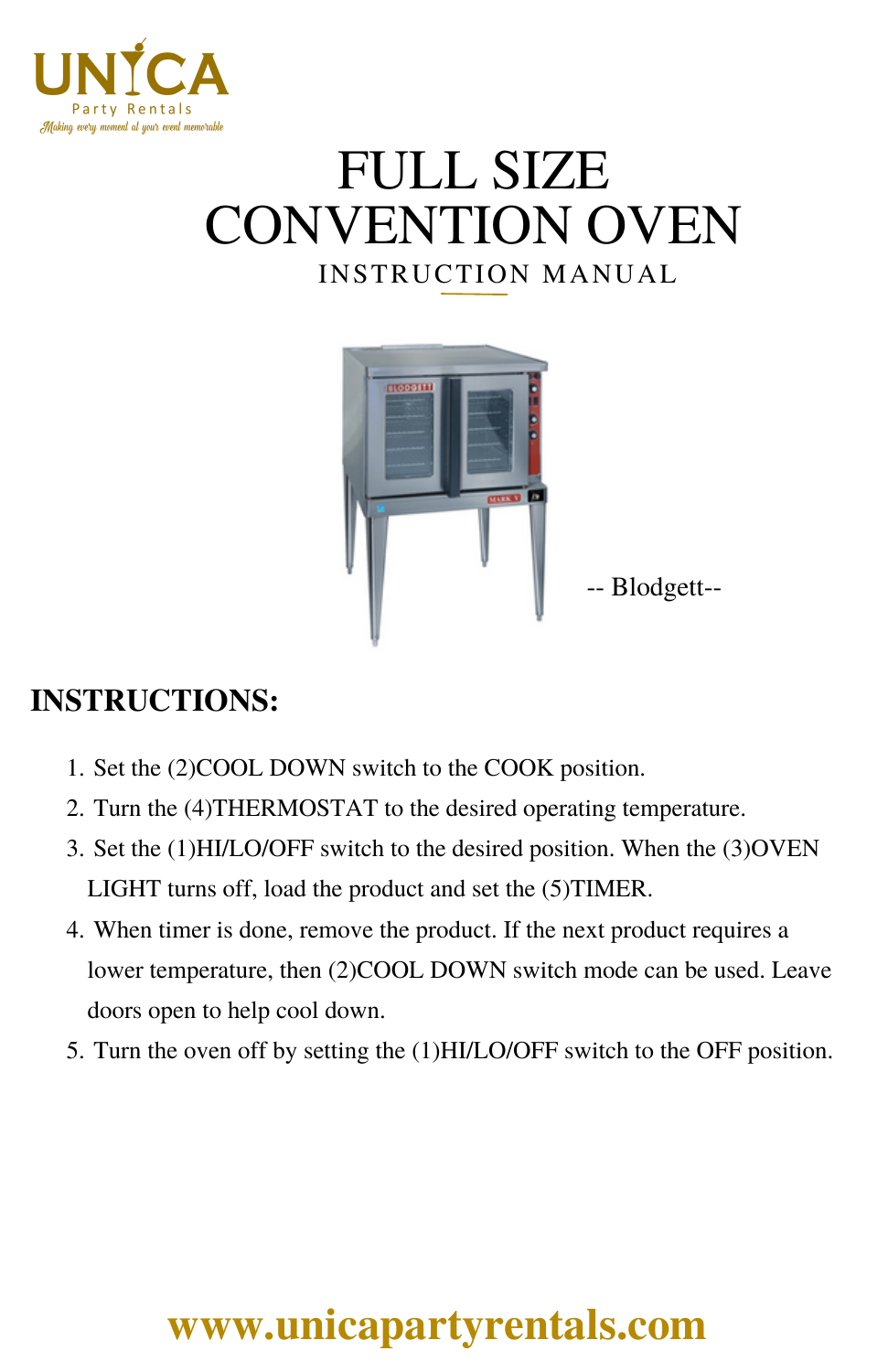UNICA Party Rentals

Making every moment at your event memorable

# FULL SIZE CONVENTION OVEN

INSTRUCTION MANUAL

-- Blodgett--

## INSTRUCTIONS:

1. Set the (2)COOL DOWN switch to the COOK position.
2. Turn the (4)THERMOSTAT to the desired operating temperature.
3. Set the (1)HI/LO/OFF switch to the desired position. When the (3)OVEN LIGHT turns off, load the product and set the (5)TIMER.
4. When timer is done, remove the product. If the next product requires a lower temperature, then (2)COOL DOWN switch mode can be used. Leave doors open to help cool down.
5. Turn the oven off by setting the (1)HI/LO/OFF switch to the OFF position.

**www.unicapartyrentals.com**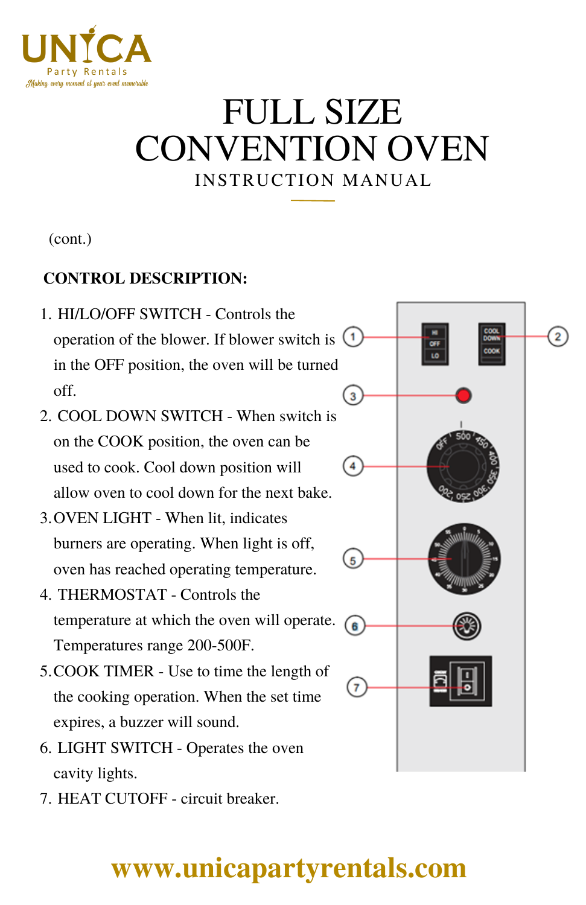# FULL SIZE CONVENTION OVEN

INSTRUCTION MANUAL

(cont.)

**CONTROL DESCRIPTION:**

1. HI/LO/OFF SWITCH - Controls the operation of the blower. If blower switch is in the OFF position, the oven will be turned off.
2. COOL DOWN SWITCH - When switch is on the COOK position, the oven can be used to cook. Cool down position will allow oven to cool down for the next bake.
3. OVEN LIGHT - When lit, indicates burners are operating. When light is off, oven has reached operating temperature.
4. THERMOSTAT - Controls the temperature at which the oven will operate. Temperatures range 200-500F.
5. COOK TIMER - Use to time the length of the cooking operation. When the set time expires, a buzzer will sound.
6. LIGHT SWITCH - Operates the oven cavity lights.
7. HEAT CUTOFF - circuit breaker.

www.unicapartyrentals.com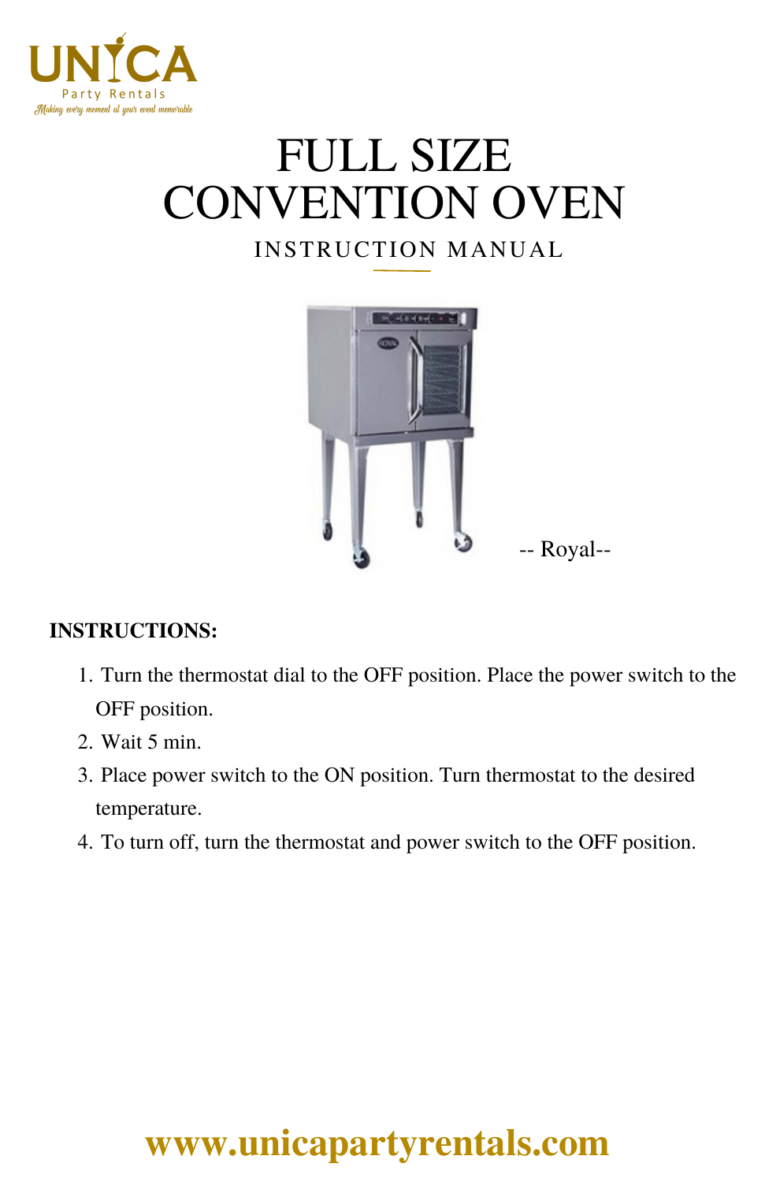UNICA
Party Rentals
*Making every moment at your event memorable*

# FULL SIZE CONVENTION OVEN

## INSTRUCTION MANUAL

-- Royal--

**INSTRUCTIONS:**

1. Turn the thermostat dial to the OFF position. Place the power switch to the OFF position.
2. Wait 5 min.
3. Place power switch to the ON position. Turn thermostat to the desired temperature.
4. To turn off, turn the thermostat and power switch to the OFF position.

**www.unicapartyrentals.com**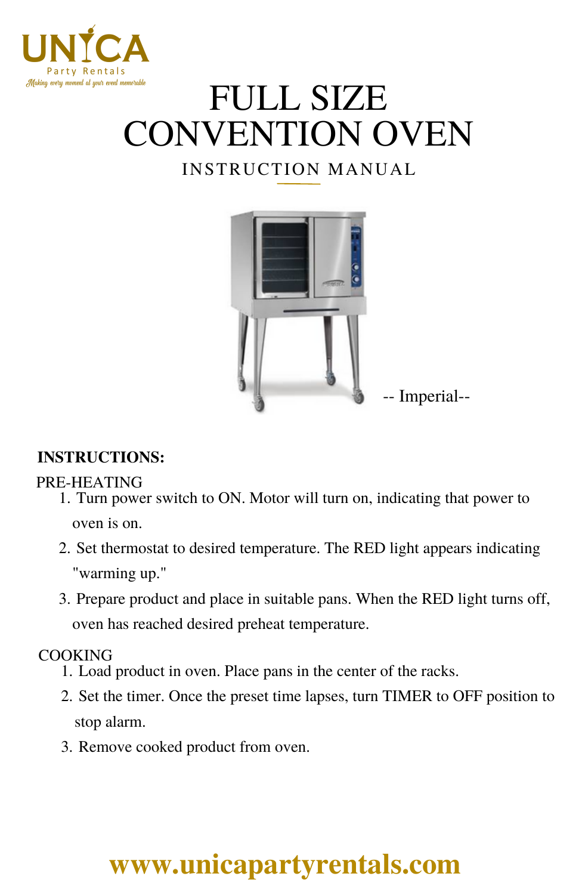UNICA Party Rentals
*Making every moment at your event memorable*

# FULL SIZE CONVENTION OVEN

## INSTRUCTION MANUAL

-- Imperial--

**INSTRUCTIONS:**

PRE-HEATING

1. Turn power switch to ON. Motor will turn on, indicating that power to oven is on.
2. Set thermostat to desired temperature. The RED light appears indicating "warming up."
3. Prepare product and place in suitable pans. When the RED light turns off, oven has reached desired preheat temperature.

COOKING

1. Load product in oven. Place pans in the center of the racks.
2. Set the timer. Once the preset time lapses, turn TIMER to OFF position to stop alarm.
3. Remove cooked product from oven.

**www.unicapartyrentals.com**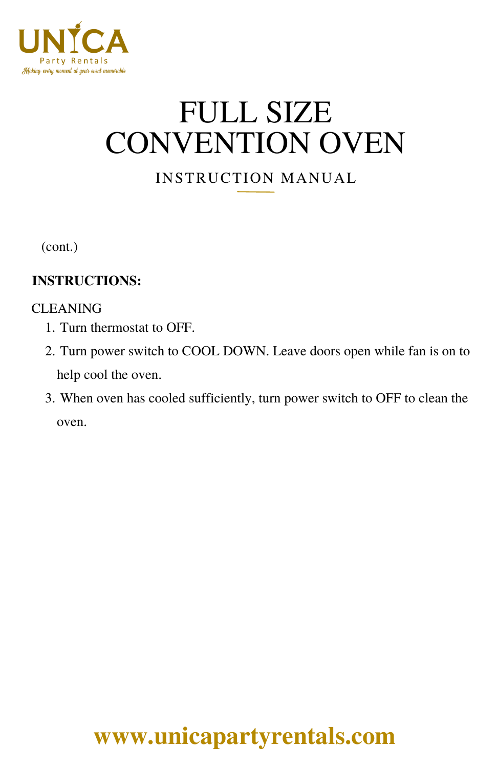# FULL SIZE CONVENTION OVEN

## INSTRUCTION MANUAL

(cont.)

**INSTRUCTIONS:**

CLEANING

1. Turn thermostat to OFF.
2. Turn power switch to COOL DOWN. Leave doors open while fan is on to help cool the oven.
3. When oven has cooled sufficiently, turn power switch to OFF to clean the oven.